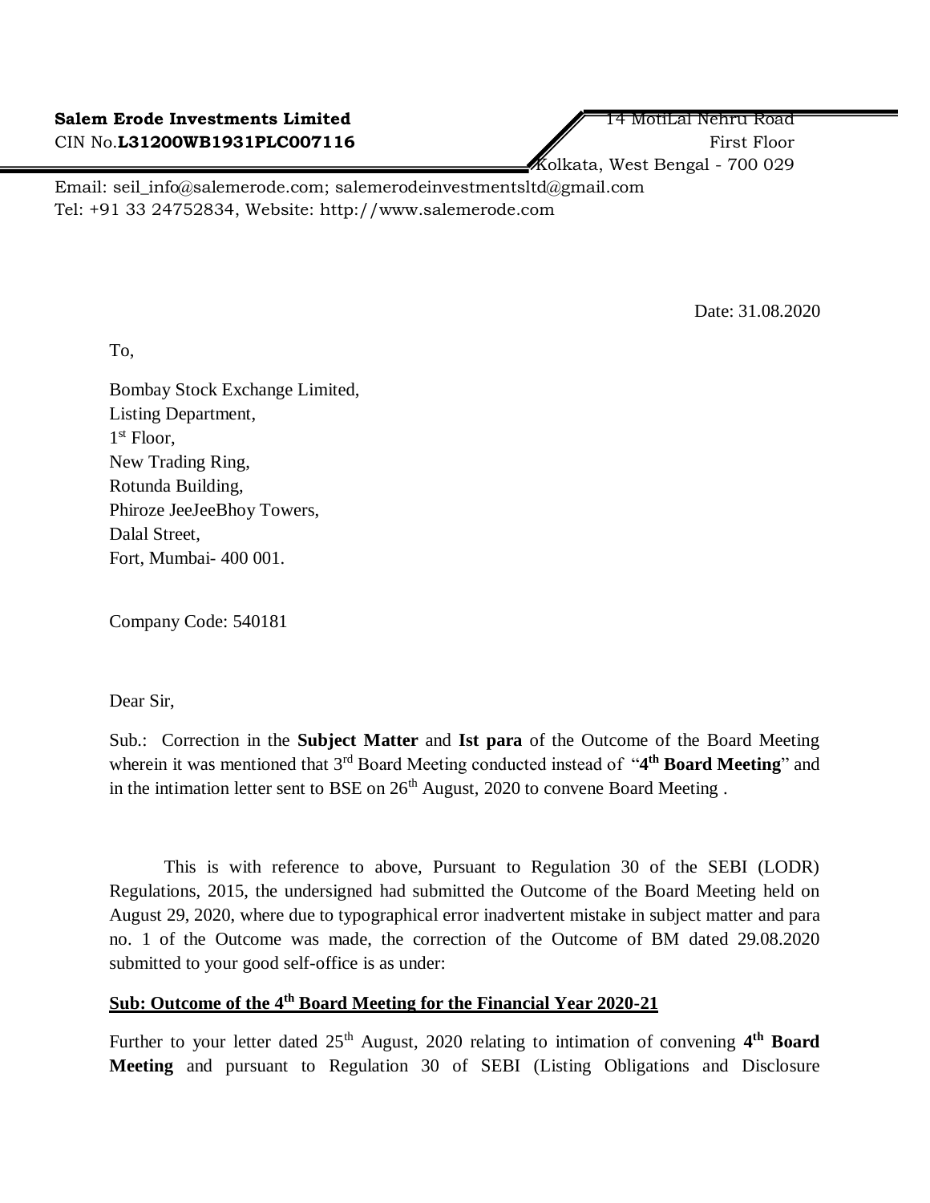**Salem Erode Investments Limited**
CIN No.**L31200WB1931PLC007116**

14 MotiLal Nehru Road
First Floor
Kolkata, West Bengal - 700 029

Email: seil_info@salemerode.com; salemerodeinvestmentsltd@gmail.com
Tel: +91 33 24752834, Website: http://www.salemerode.com

Date: 31.08.2020

To,

Bombay Stock Exchange Limited,
Listing Department,
1st Floor,
New Trading Ring,
Rotunda Building,
Phiroze JeeJeeBhoy Towers,
Dalal Street,
Fort, Mumbai- 400 001.

Company Code: 540181

Dear Sir,

Sub.: Correction in the **Subject Matter** and **Ist para** of the Outcome of the Board Meeting wherein it was mentioned that 3rd Board Meeting conducted instead of "**4th Board Meeting**" and in the intimation letter sent to BSE on 26th August, 2020 to convene Board Meeting .

This is with reference to above, Pursuant to Regulation 30 of the SEBI (LODR) Regulations, 2015, the undersigned had submitted the Outcome of the Board Meeting held on August 29, 2020, where due to typographical error inadvertent mistake in subject matter and para no. 1 of the Outcome was made, the correction of the Outcome of BM dated 29.08.2020 submitted to your good self-office is as under:

**<u>Sub: Outcome of the 4th Board Meeting for the Financial Year 2020-21</u>**

Further to your letter dated 25th August, 2020 relating to intimation of convening **4th Board Meeting** and pursuant to Regulation 30 of SEBI (Listing Obligations and Disclosure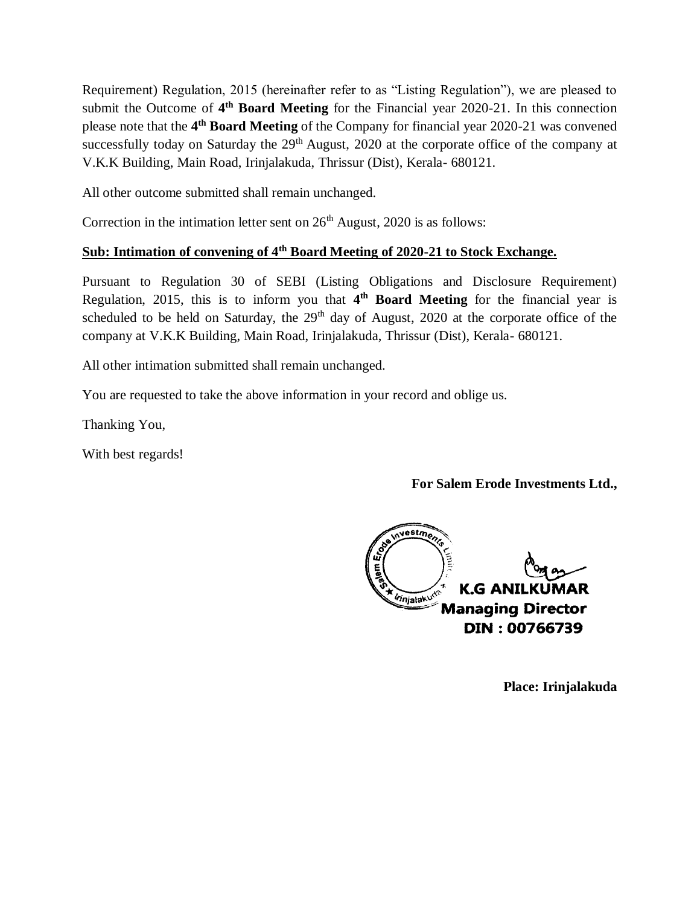Requirement) Regulation, 2015 (hereinafter refer to as "Listing Regulation"), we are pleased to submit the Outcome of **4th Board Meeting** for the Financial year 2020-21. In this connection please note that the **4th Board Meeting** of the Company for financial year 2020-21 was convened successfully today on Saturday the 29th August, 2020 at the corporate office of the company at V.K.K Building, Main Road, Irinjalakuda, Thrissur (Dist), Kerala- 680121.

All other outcome submitted shall remain unchanged.

Correction in the intimation letter sent on 26th August, 2020 is as follows:

**<u>Sub: Intimation of convening of 4th Board Meeting of 2020-21 to Stock Exchange.</u>**

Pursuant to Regulation 30 of SEBI (Listing Obligations and Disclosure Requirement) Regulation, 2015, this is to inform you that **4th Board Meeting** for the financial year is scheduled to be held on Saturday, the 29th day of August, 2020 at the corporate office of the company at V.K.K Building, Main Road, Irinjalakuda, Thrissur (Dist), Kerala- 680121.

All other intimation submitted shall remain unchanged.

You are requested to take the above information in your record and oblige us.

Thanking You,

With best regards!

**For Salem Erode Investments Ltd.,**

**K.G ANILKUMAR**
**Managing Director**
**DIN : 00766739**

**Place: Irinjalakuda**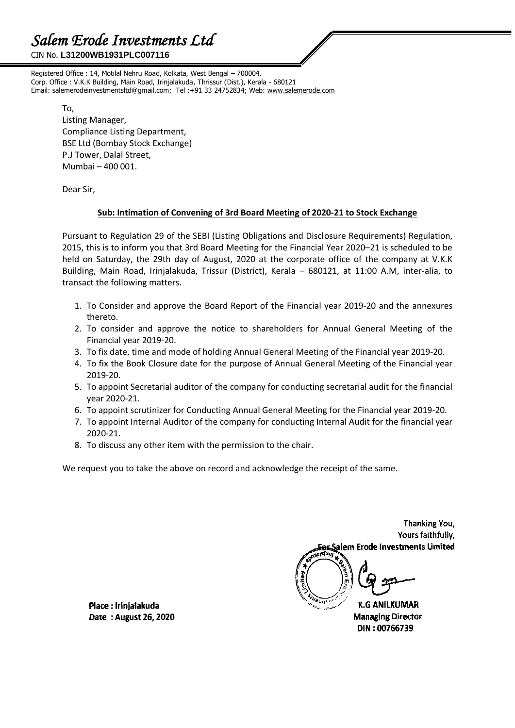# *Salem Erode Investments Ltd*

CIN No. **L31200WB1931PLC007116**

Registered Office : 14, Motilal Nehru Road, Kolkata, West Bengal – 700004.
Corp. Office : V.K.K Building, Main Road, Irinjalakuda, Thrissur (Dist.), Kerala - 680121
Email: salemerodeinvestmentsltd@gmail.com; Tel :+91 33 24752834; Web: www.salemerode.com

To,
Listing Manager,
Compliance Listing Department,
BSE Ltd (Bombay Stock Exchange)
P.J Tower, Dalal Street,
Mumbai – 400 001.

Dear Sir,

**Sub: Intimation of Convening of 3rd Board Meeting of 2020-21 to Stock Exchange**

Pursuant to Regulation 29 of the SEBI (Listing Obligations and Disclosure Requirements) Regulation, 2015, this is to inform you that 3rd Board Meeting for the Financial Year 2020–21 is scheduled to be held on Saturday, the 29th day of August, 2020 at the corporate office of the company at V.K.K Building, Main Road, Irinjalakuda, Trissur (District), Kerala – 680121, at 11:00 A.M, inter-alia, to transact the following matters.

1. To Consider and approve the Board Report of the Financial year 2019-20 and the annexures thereto.
2. To consider and approve the notice to shareholders for Annual General Meeting of the Financial year 2019-20.
3. To fix date, time and mode of holding Annual General Meeting of the Financial year 2019-20.
4. To fix the Book Closure date for the purpose of Annual General Meeting of the Financial year 2019-20.
5. To appoint Secretarial auditor of the company for conducting secretarial audit for the financial year 2020-21.
6. To appoint scrutinizer for Conducting Annual General Meeting for the Financial year 2019-20.
7. To appoint Internal Auditor of the company for conducting Internal Audit for the financial year 2020-21.
8. To discuss any other item with the permission to the chair.

We request you to take the above on record and acknowledge the receipt of the same.

Thanking You,
Yours faithfully,
For Salem Erode Investments Limited

**K.G ANILKUMAR**
**Managing Director**
**DIN : 00766739**

**Place : Irinjalakuda**
**Date : August 26, 2020**